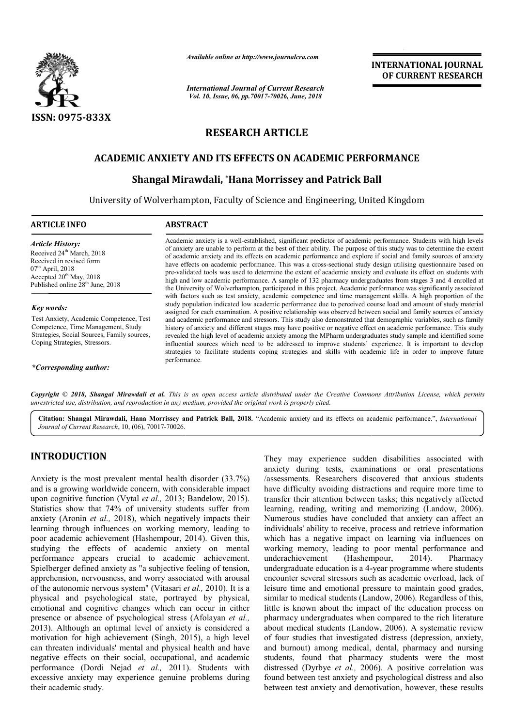ISSN: 0975-833X

*Available online at http://www.journalcra.com*

*International Journal of Current Research*
*Vol. 10, Issue, 06, pp.70017-70026, June, 2018*

**INTERNATIONAL JOURNAL OF CURRENT RESEARCH**

## RESEARCH ARTICLE

# ACADEMIC ANXIETY AND ITS EFFECTS ON ACADEMIC PERFORMANCE

**Shangal Mirawdali, \*Hana Morrissey and Patrick Ball**

University of Wolverhampton, Faculty of Science and Engineering, United Kingdom

**ARTICLE INFO**

*Article History:*
Received 24th March, 2018
Received in revised form
07th April, 2018
Accepted 20th May, 2018
Published online 28th June, 2018

*Key words:*
Test Anxiety, Academic Competence, Test Competence, Time Management, Study Strategies, Social Sources, Family sources, Coping Strategies, Stressors.

*\*Corresponding author:*

**ABSTRACT**

Academic anxiety is a well-established, significant predictor of academic performance. Students with high levels of anxiety are unable to perform at the best of their ability. The purpose of this study was to determine the extent of academic anxiety and its effects on academic performance and explore if social and family sources of anxiety have effects on academic performance. This was a cross-sectional study design utilising questionnaire based on pre-validated tools was used to determine the extent of academic anxiety and evaluate its effect on students with high and low academic performance. A sample of 132 pharmacy undergraduates from stages 3 and 4 enrolled at the University of Wolverhampton, participated in this project. Academic performance was significantly associated with factors such as test anxiety, academic competence and time management skills. A high proportion of the study population indicated low academic performance due to perceived course load and amount of study material assigned for each examination. A positive relationship was observed between social and family sources of anxiety and academic performance and stressors. This study also demonstrated that demographic variables, such as family history of anxiety and different stages may have positive or negative effect on academic performance. This study revealed the high level of academic anxiety among the MPharm undergraduates study sample and identified some influential sources which need to be addressed to improve students' experience. It is important to develop strategies to facilitate students coping strategies and skills with academic life in order to improve future performance.

*Copyright © 2018, Shangal Mirawdali et al. This is an open access article distributed under the Creative Commons Attribution License, which permits unrestricted use, distribution, and reproduction in any medium, provided the original work is properly cited.*

**Citation: Shangal Mirawdali, Hana Morrissey and Patrick Ball, 2018.** "Academic anxiety and its effects on academic performance.", *International Journal of Current Research*, 10, (06), 70017-70026.

## INTRODUCTION

Anxiety is the most prevalent mental health disorder (33.7%) and is a growing worldwide concern, with considerable impact upon cognitive function (Vytal *et al.,* 2013; Bandelow, 2015). Statistics show that 74% of university students suffer from anxiety (Aronin *et al.,* 2018), which negatively impacts their learning through influences on working memory, leading to poor academic achievement (Hashempour, 2014). Given this, studying the effects of academic anxiety on mental performance appears crucial to academic achievement. Spielberger defined anxiety as "a subjective feeling of tension, apprehension, nervousness, and worry associated with arousal of the autonomic nervous system" (Vitasari *et al.,* 2010). It is a physical and psychological state, portrayed by physical, emotional and cognitive changes which can occur in either presence or absence of psychological stress (Afolayan *et al.,* 2013). Although an optimal level of anxiety is considered a motivation for high achievement (Singh, 2015), a high level can threaten individuals' mental and physical health and have negative effects on their social, occupational, and academic performance (Dordi Nejad *et al.,* 2011). Students with excessive anxiety may experience genuine problems during their academic study.

They may experience sudden disabilities associated with anxiety during tests, examinations or oral presentations /assessments. Researchers discovered that anxious students have difficulty avoiding distractions and require more time to transfer their attention between tasks; this negatively affected learning, reading, writing and memorizing (Landow, 2006). Numerous studies have concluded that anxiety can affect an individuals' ability to receive, process and retrieve information which has a negative impact on learning via influences on working memory, leading to poor mental performance and underachievement (Hashempour, 2014). Pharmacy undergraduate education is a 4-year programme where students encounter several stressors such as academic overload, lack of leisure time and emotional pressure to maintain good grades, similar to medical students (Landow, 2006). Regardless of this, little is known about the impact of the education process on pharmacy undergraduates when compared to the rich literature about medical students (Landow, 2006). A systematic review of four studies that investigated distress (depression, anxiety, and burnout) among medical, dental, pharmacy and nursing students, found that pharmacy students were the most distressed (Dyrbye *et al.,* 2006). A positive correlation was found between test anxiety and psychological distress and also between test anxiety and demotivation, however, these results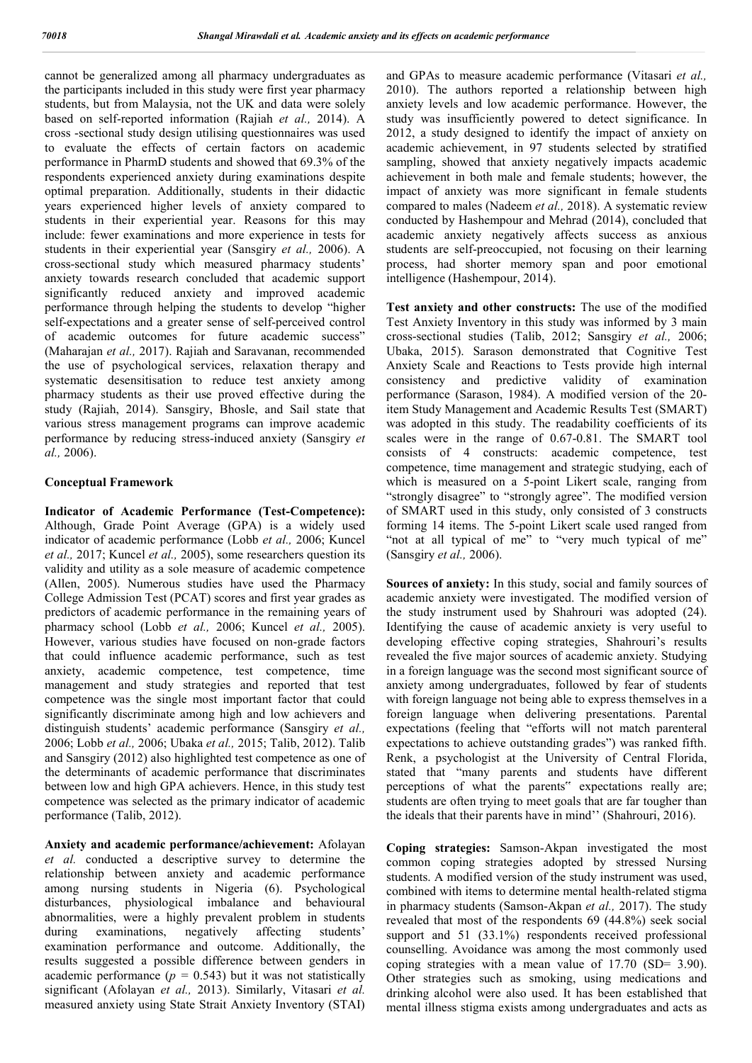cannot be generalized among all pharmacy undergraduates as the participants included in this study were first year pharmacy students, but from Malaysia, not the UK and data were solely based on self-reported information (Rajiah *et al.,* 2014). A cross -sectional study design utilising questionnaires was used to evaluate the effects of certain factors on academic performance in PharmD students and showed that 69.3% of the respondents experienced anxiety during examinations despite optimal preparation. Additionally, students in their didactic years experienced higher levels of anxiety compared to students in their experiential year. Reasons for this may include: fewer examinations and more experience in tests for students in their experiential year (Sansgiry *et al.,* 2006). A cross-sectional study which measured pharmacy students' anxiety towards research concluded that academic support significantly reduced anxiety and improved academic performance through helping the students to develop "higher self-expectations and a greater sense of self-perceived control of academic outcomes for future academic success" (Maharajan *et al.,* 2017). Rajiah and Saravanan, recommended the use of psychological services, relaxation therapy and systematic desensitisation to reduce test anxiety among pharmacy students as their use proved effective during the study (Rajiah, 2014). Sansgiry, Bhosle, and Sail state that various stress management programs can improve academic performance by reducing stress-induced anxiety (Sansgiry *et al.,* 2006).

## Conceptual Framework

**Indicator of Academic Performance (Test-Competence):** Although, Grade Point Average (GPA) is a widely used indicator of academic performance (Lobb *et al.,* 2006; Kuncel *et al.,* 2017; Kuncel *et al.,* 2005), some researchers question its validity and utility as a sole measure of academic competence (Allen, 2005). Numerous studies have used the Pharmacy College Admission Test (PCAT) scores and first year grades as predictors of academic performance in the remaining years of pharmacy school (Lobb *et al.,* 2006; Kuncel *et al.,* 2005). However, various studies have focused on non-grade factors that could influence academic performance, such as test anxiety, academic competence, test competence, time management and study strategies and reported that test competence was the single most important factor that could significantly discriminate among high and low achievers and distinguish students' academic performance (Sansgiry *et al.,* 2006; Lobb *et al.,* 2006; Ubaka *et al.,* 2015; Talib, 2012). Talib and Sansgiry (2012) also highlighted test competence as one of the determinants of academic performance that discriminates between low and high GPA achievers. Hence, in this study test competence was selected as the primary indicator of academic performance (Talib, 2012).

**Anxiety and academic performance/achievement:** Afolayan *et al.* conducted a descriptive survey to determine the relationship between anxiety and academic performance among nursing students in Nigeria (6). Psychological disturbances, physiological imbalance and behavioural abnormalities, were a highly prevalent problem in students during examinations, negatively affecting students' examination performance and outcome. Additionally, the results suggested a possible difference between genders in academic performance ($p = 0.543$) but it was not statistically significant (Afolayan *et al.,* 2013). Similarly, Vitasari *et al.* measured anxiety using State Strait Anxiety Inventory (STAI) and GPAs to measure academic performance (Vitasari *et al.,* 2010). The authors reported a relationship between high anxiety levels and low academic performance. However, the study was insufficiently powered to detect significance. In 2012, a study designed to identify the impact of anxiety on academic achievement, in 97 students selected by stratified sampling, showed that anxiety negatively impacts academic achievement in both male and female students; however, the impact of anxiety was more significant in female students compared to males (Nadeem *et al.,* 2018). A systematic review conducted by Hashempour and Mehrad (2014), concluded that academic anxiety negatively affects success as anxious students are self-preoccupied, not focusing on their learning process, had shorter memory span and poor emotional intelligence (Hashempour, 2014).

**Test anxiety and other constructs:** The use of the modified Test Anxiety Inventory in this study was informed by 3 main cross-sectional studies (Talib, 2012; Sansgiry *et al.,* 2006; Ubaka, 2015). Sarason demonstrated that Cognitive Test Anxiety Scale and Reactions to Tests provide high internal consistency and predictive validity of examination performance (Sarason, 1984). A modified version of the 20-item Study Management and Academic Results Test (SMART) was adopted in this study. The readability coefficients of its scales were in the range of 0.67-0.81. The SMART tool consists of 4 constructs: academic competence, test competence, time management and strategic studying, each of which is measured on a 5-point Likert scale, ranging from "strongly disagree" to "strongly agree". The modified version of SMART used in this study, only consisted of 3 constructs forming 14 items. The 5-point Likert scale used ranged from "not at all typical of me" to "very much typical of me" (Sansgiry *et al.,* 2006).

**Sources of anxiety:** In this study, social and family sources of academic anxiety were investigated. The modified version of the study instrument used by Shahrouri was adopted (24). Identifying the cause of academic anxiety is very useful to developing effective coping strategies, Shahrouri's results revealed the five major sources of academic anxiety. Studying in a foreign language was the second most significant source of anxiety among undergraduates, followed by fear of students with foreign language not being able to express themselves in a foreign language when delivering presentations. Parental expectations (feeling that "efforts will not match parenteral expectations to achieve outstanding grades") was ranked fifth. Renk, a psychologist at the University of Central Florida, stated that "many parents and students have different perceptions of what the parents" expectations really are; students are often trying to meet goals that are far tougher than the ideals that their parents have in mind'' (Shahrouri, 2016).

**Coping strategies:** Samson-Akpan investigated the most common coping strategies adopted by stressed Nursing students. A modified version of the study instrument was used, combined with items to determine mental health-related stigma in pharmacy students (Samson-Akpan *et al.,* 2017). The study revealed that most of the respondents 69 (44.8%) seek social support and 51 (33.1%) respondents received professional counselling. Avoidance was among the most commonly used coping strategies with a mean value of 17.70 (SD= 3.90). Other strategies such as smoking, using medications and drinking alcohol were also used. It has been established that mental illness stigma exists among undergraduates and acts as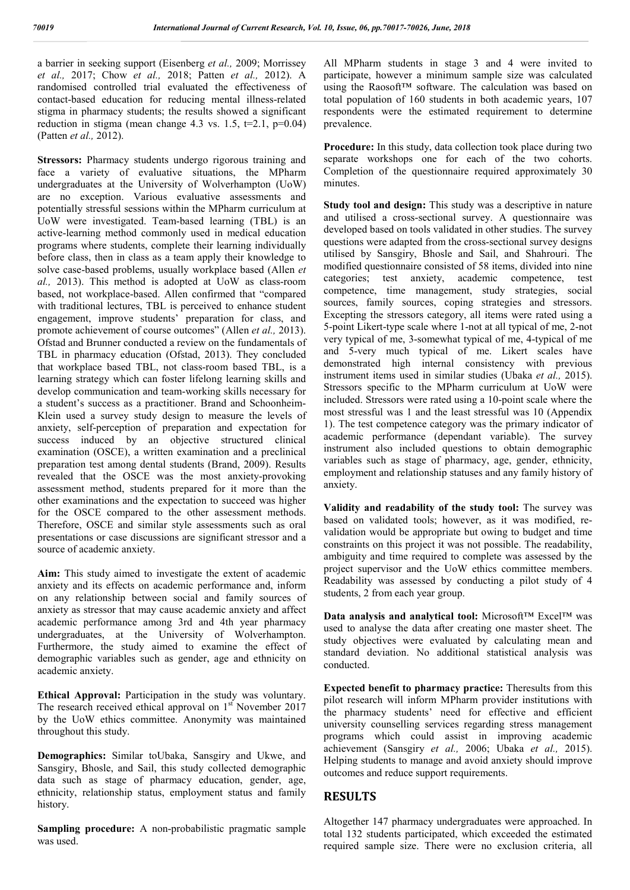a barrier in seeking support (Eisenberg *et al.,* 2009; Morrissey *et al.,* 2017; Chow *et al.,* 2018; Patten *et al.,* 2012). A randomised controlled trial evaluated the effectiveness of contact-based education for reducing mental illness-related stigma in pharmacy students; the results showed a significant reduction in stigma (mean change 4.3 vs. 1.5, $t=2.1$, $p=0.04$) (Patten *et al.,* 2012).

**Stressors:** Pharmacy students undergo rigorous training and face a variety of evaluative situations, the MPharm undergraduates at the University of Wolverhampton (UoW) are no exception. Various evaluative assessments and potentially stressful sessions within the MPharm curriculum at UoW were investigated. Team-based learning (TBL) is an active-learning method commonly used in medical education programs where students, complete their learning individually before class, then in class as a team apply their knowledge to solve case-based problems, usually workplace based (Allen *et al.,* 2013). This method is adopted at UoW as class-room based, not workplace-based. Allen confirmed that "compared with traditional lectures, TBL is perceived to enhance student engagement, improve students' preparation for class, and promote achievement of course outcomes" (Allen *et al.,* 2013). Ofstad and Brunner conducted a review on the fundamentals of TBL in pharmacy education (Ofstad, 2013). They concluded that workplace based TBL, not class-room based TBL, is a learning strategy which can foster lifelong learning skills and develop communication and team-working skills necessary for a student's success as a practitioner. Brand and Schoonheim-Klein used a survey study design to measure the levels of anxiety, self-perception of preparation and expectation for success induced by an objective structured clinical examination (OSCE), a written examination and a preclinical preparation test among dental students (Brand, 2009). Results revealed that the OSCE was the most anxiety-provoking assessment method, students prepared for it more than the other examinations and the expectation to succeed was higher for the OSCE compared to the other assessment methods. Therefore, OSCE and similar style assessments such as oral presentations or case discussions are significant stressor and a source of academic anxiety.

**Aim:** This study aimed to investigate the extent of academic anxiety and its effects on academic performance and, inform on any relationship between social and family sources of anxiety as stressor that may cause academic anxiety and affect academic performance among 3rd and 4th year pharmacy undergraduates, at the University of Wolverhampton. Furthermore, the study aimed to examine the effect of demographic variables such as gender, age and ethnicity on academic anxiety.

**Ethical Approval:** Participation in the study was voluntary. The research received ethical approval on 1st November 2017 by the UoW ethics committee. Anonymity was maintained throughout this study.

**Demographics:** Similar toUbaka, Sansgiry and Ukwe, and Sansgiry, Bhosle, and Sail, this study collected demographic data such as stage of pharmacy education, gender, age, ethnicity, relationship status, employment status and family history.

**Sampling procedure:** A non-probabilistic pragmatic sample was used.

All MPharm students in stage 3 and 4 were invited to participate, however a minimum sample size was calculated using the Raosoft™ software. The calculation was based on total population of 160 students in both academic years, 107 respondents were the estimated requirement to determine prevalence.

**Procedure:** In this study, data collection took place during two separate workshops one for each of the two cohorts. Completion of the questionnaire required approximately 30 minutes.

**Study tool and design:** This study was a descriptive in nature and utilised a cross-sectional survey. A questionnaire was developed based on tools validated in other studies. The survey questions were adapted from the cross-sectional survey designs utilised by Sansgiry, Bhosle and Sail, and Shahrouri. The modified questionnaire consisted of 58 items, divided into nine categories; test anxiety, academic competence, test competence, time management, study strategies, social sources, family sources, coping strategies and stressors. Excepting the stressors category, all items were rated using a 5-point Likert-type scale where 1-not at all typical of me, 2-not very typical of me, 3-somewhat typical of me, 4-typical of me and 5-very much typical of me. Likert scales have demonstrated high internal consistency with previous instrument items used in similar studies (Ubaka *et al.,* 2015). Stressors specific to the MPharm curriculum at UoW were included. Stressors were rated using a 10-point scale where the most stressful was 1 and the least stressful was 10 (Appendix 1). The test competence category was the primary indicator of academic performance (dependant variable). The survey instrument also included questions to obtain demographic variables such as stage of pharmacy, age, gender, ethnicity, employment and relationship statuses and any family history of anxiety.

**Validity and readability of the study tool:** The survey was based on validated tools; however, as it was modified, re-validation would be appropriate but owing to budget and time constraints on this project it was not possible. The readability, ambiguity and time required to complete was assessed by the project supervisor and the UoW ethics committee members. Readability was assessed by conducting a pilot study of 4 students, 2 from each year group.

**Data analysis and analytical tool:** Microsoft™ Excel™ was used to analyse the data after creating one master sheet. The study objectives were evaluated by calculating mean and standard deviation. No additional statistical analysis was conducted.

**Expected benefit to pharmacy practice:** Theresults from this pilot research will inform MPharm provider institutions with the pharmacy students' need for effective and efficient university counselling services regarding stress management programs which could assist in improving academic achievement (Sansgiry *et al.,* 2006; Ubaka *et al.,* 2015). Helping students to manage and avoid anxiety should improve outcomes and reduce support requirements.

## RESULTS

Altogether 147 pharmacy undergraduates were approached. In total 132 students participated, which exceeded the estimated required sample size. There were no exclusion criteria, all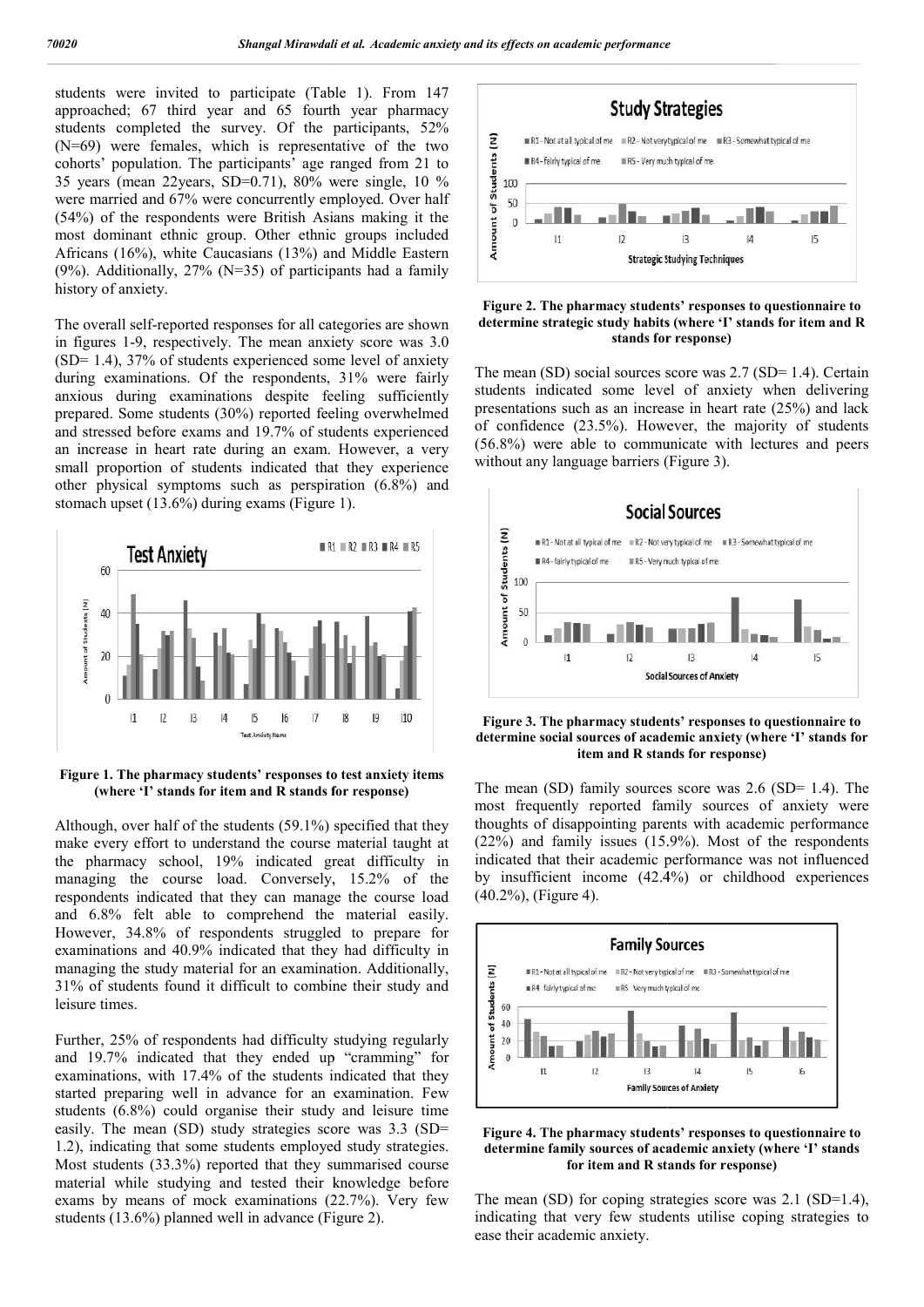students were invited to participate (Table 1). From 147 approached; 67 third year and 65 fourth year pharmacy students completed the survey. Of the participants, 52% (N=69) were females, which is representative of the two cohorts' population. The participants' age ranged from 21 to 35 years (mean 22years, SD=0.71), 80% were single, 10 % were married and 67% were concurrently employed. Over half (54%) of the respondents were British Asians making it the most dominant ethnic group. Other ethnic groups included Africans (16%), white Caucasians (13%) and Middle Eastern (9%). Additionally, 27% (N=35) of participants had a family history of anxiety.

The overall self-reported responses for all categories are shown in figures 1-9, respectively. The mean anxiety score was 3.0 (SD= 1.4), 37% of students experienced some level of anxiety during examinations. Of the respondents, 31% were fairly anxious during examinations despite feeling sufficiently prepared. Some students (30%) reported feeling overwhelmed and stressed before exams and 19.7% of students experienced an increase in heart rate during an exam. However, a very small proportion of students indicated that they experience other physical symptoms such as perspiration (6.8%) and stomach upset (13.6%) during exams (Figure 1).

**Figure 1. The pharmacy students' responses to test anxiety items (where 'I' stands for item and R stands for response)**

Although, over half of the students (59.1%) specified that they make every effort to understand the course material taught at the pharmacy school, 19% indicated great difficulty in managing the course load. Conversely, 15.2% of the respondents indicated that they can manage the course load and 6.8% felt able to comprehend the material easily. However, 34.8% of respondents struggled to prepare for examinations and 40.9% indicated that they had difficulty in managing the study material for an examination. Additionally, 31% of students found it difficult to combine their study and leisure times.

Further, 25% of respondents had difficulty studying regularly and 19.7% indicated that they ended up "cramming" for examinations, with 17.4% of the students indicated that they started preparing well in advance for an examination. Few students (6.8%) could organise their study and leisure time easily. The mean (SD) study strategies score was 3.3 (SD= 1.2), indicating that some students employed study strategies. Most students (33.3%) reported that they summarised course material while studying and tested their knowledge before exams by means of mock examinations (22.7%). Very few students (13.6%) planned well in advance (Figure 2).

**Figure 2. The pharmacy students' responses to questionnaire to determine strategic study habits (where 'I' stands for item and R stands for response)**

The mean (SD) social sources score was 2.7 (SD= 1.4). Certain students indicated some level of anxiety when delivering presentations such as an increase in heart rate (25%) and lack of confidence (23.5%). However, the majority of students (56.8%) were able to communicate with lectures and peers without any language barriers (Figure 3).

**Figure 3. The pharmacy students' responses to questionnaire to determine social sources of academic anxiety (where 'I' stands for item and R stands for response)**

The mean (SD) family sources score was 2.6 (SD= 1.4). The most frequently reported family sources of anxiety were thoughts of disappointing parents with academic performance (22%) and family issues (15.9%). Most of the respondents indicated that their academic performance was not influenced by insufficient income (42.4%) or childhood experiences (40.2%), (Figure 4).

**Figure 4. The pharmacy students' responses to questionnaire to determine family sources of academic anxiety (where 'I' stands for item and R stands for response)**

The mean (SD) for coping strategies score was 2.1 (SD=1.4), indicating that very few students utilise coping strategies to ease their academic anxiety.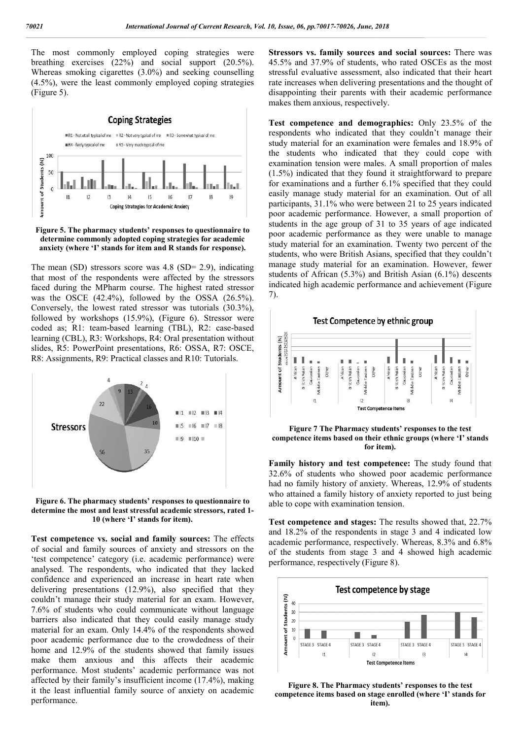The most commonly employed coping strategies were breathing exercises (22%) and social support (20.5%). Whereas smoking cigarettes (3.0%) and seeking counselling (4.5%), were the least commonly employed coping strategies (Figure 5).

**Figure 5. The pharmacy students' responses to questionnaire to determine commonly adopted coping strategies for academic anxiety (where 'I' stands for item and R stands for response).**

The mean (SD) stressors score was 4.8 (SD= 2.9), indicating that most of the respondents were affected by the stressors faced during the MPharm course. The highest rated stressor was the OSCE (42.4%), followed by the OSSA (26.5%). Conversely, the lowest rated stressor was tutorials (30.3%), followed by workshops (15.9%), (Figure 6). Stressor were coded as; R1: team-based learning (TBL), R2: case-based learning (CBL), R3: Workshops, R4: Oral presentation without slides, R5: PowerPoint presentations, R6: OSSA, R7: OSCE, R8: Assignments, R9: Practical classes and R10: Tutorials.

**Figure 6. The pharmacy students' responses to questionnaire to determine the most and least stressful academic stressors, rated 1-10 (where 'I' stands for item).**

**Test competence vs. social and family sources:** The effects of social and family sources of anxiety and stressors on the 'test competence' category (i.e. academic performance) were analysed. The respondents, who indicated that they lacked confidence and experienced an increase in heart rate when delivering presentations (12.9%), also specified that they couldn't manage their study material for an exam. However, 7.6% of students who could communicate without language barriers also indicated that they could easily manage study material for an exam. Only 14.4% of the respondents showed poor academic performance due to the crowdedness of their home and 12.9% of the students showed that family issues make them anxious and this affects their academic performance. Most students' academic performance was not affected by their family's insufficient income (17.4%), making it the least influential family source of anxiety on academic performance.

**Stressors vs. family sources and social sources:** There was 45.5% and 37.9% of students, who rated OSCEs as the most stressful evaluative assessment, also indicated that their heart rate increases when delivering presentations and the thought of disappointing their parents with their academic performance makes them anxious, respectively.

**Test competence and demographics:** Only 23.5% of the respondents who indicated that they couldn't manage their study material for an examination were females and 18.9% of the students who indicated that they could cope with examination tension were males. A small proportion of males (1.5%) indicated that they found it straightforward to prepare for examinations and a further 6.1% specified that they could easily manage study material for an examination. Out of all participants, 31.1% who were between 21 to 25 years indicated poor academic performance. However, a small proportion of students in the age group of 31 to 35 years of age indicated poor academic performance as they were unable to manage study material for an examination. Twenty two percent of the students, who were British Asians, specified that they couldn't manage study material for an examination. However, fewer students of African (5.3%) and British Asian (6.1%) descents indicated high academic performance and achievement (Figure 7).

**Figure 7 The Pharmacy students' responses to the test competence items based on their ethnic groups (where 'I' stands for item).**

**Family history and test competence:** The study found that 32.6% of students who showed poor academic performance had no family history of anxiety. Whereas, 12.9% of students who attained a family history of anxiety reported to just being able to cope with examination tension.

**Test competence and stages:** The results showed that, 22.7% and 18.2% of the respondents in stage 3 and 4 indicated low academic performance, respectively. Whereas, 8.3% and 6.8% of the students from stage 3 and 4 showed high academic performance, respectively (Figure 8).

**Figure 8. The Pharmacy students' responses to the test competence items based on stage enrolled (where 'I' stands for item).**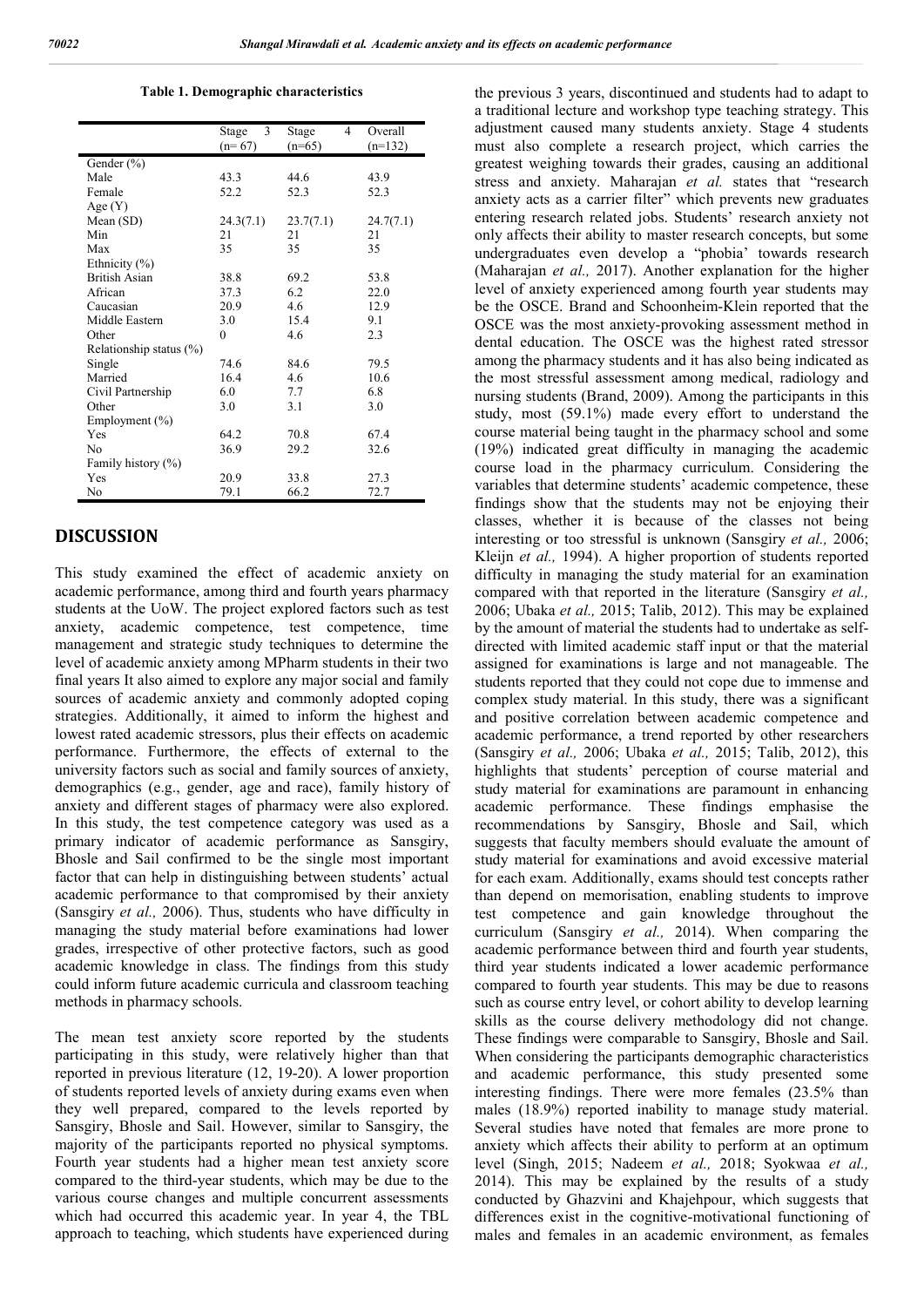**Table 1. Demographic characteristics**

| | Stage 3 (n= 67) | Stage 4 (n=65) | Overall (n=132) |
|---|---|---|---|
| Gender (%) | | | |
| Male | 43.3 | 44.6 | 43.9 |
| Female | 52.2 | 52.3 | 52.3 |
| Age (Y) | | | |
| Mean (SD) | 24.3(7.1) | 23.7(7.1) | 24.7(7.1) |
| Min | 21 | 21 | 21 |
| Max | 35 | 35 | 35 |
| Ethnicity (%) | | | |
| British Asian | 38.8 | 69.2 | 53.8 |
| African | 37.3 | 6.2 | 22.0 |
| Caucasian | 20.9 | 4.6 | 12.9 |
| Middle Eastern | 3.0 | 15.4 | 9.1 |
| Other | 0 | 4.6 | 2.3 |
| Relationship status (%) | | | |
| Single | 74.6 | 84.6 | 79.5 |
| Married | 16.4 | 4.6 | 10.6 |
| Civil Partnership | 6.0 | 7.7 | 6.8 |
| Other | 3.0 | 3.1 | 3.0 |
| Employment (%) | | | |
| Yes | 64.2 | 70.8 | 67.4 |
| No | 36.9 | 29.2 | 32.6 |
| Family history (%) | | | |
| Yes | 20.9 | 33.8 | 27.3 |
| No | 79.1 | 66.2 | 72.7 |

## DISCUSSION

This study examined the effect of academic anxiety on academic performance, among third and fourth years pharmacy students at the UoW. The project explored factors such as test anxiety, academic competence, test competence, time management and strategic study techniques to determine the level of academic anxiety among MPharm students in their two final years It also aimed to explore any major social and family sources of academic anxiety and commonly adopted coping strategies. Additionally, it aimed to inform the highest and lowest rated academic stressors, plus their effects on academic performance. Furthermore, the effects of external to the university factors such as social and family sources of anxiety, demographics (e.g., gender, age and race), family history of anxiety and different stages of pharmacy were also explored. In this study, the test competence category was used as a primary indicator of academic performance as Sansgiry, Bhosle and Sail confirmed to be the single most important factor that can help in distinguishing between students' actual academic performance to that compromised by their anxiety (Sansgiry *et al.,* 2006). Thus, students who have difficulty in managing the study material before examinations had lower grades, irrespective of other protective factors, such as good academic knowledge in class. The findings from this study could inform future academic curricula and classroom teaching methods in pharmacy schools.

The mean test anxiety score reported by the students participating in this study, were relatively higher than that reported in previous literature (12, 19-20). A lower proportion of students reported levels of anxiety during exams even when they well prepared, compared to the levels reported by Sansgiry, Bhosle and Sail. However, similar to Sansgiry, the majority of the participants reported no physical symptoms. Fourth year students had a higher mean test anxiety score compared to the third-year students, which may be due to the various course changes and multiple concurrent assessments which had occurred this academic year. In year 4, the TBL approach to teaching, which students have experienced during the previous 3 years, discontinued and students had to adapt to a traditional lecture and workshop type teaching strategy. This adjustment caused many students anxiety. Stage 4 students must also complete a research project, which carries the greatest weighing towards their grades, causing an additional stress and anxiety. Maharajan *et al.* states that "research anxiety acts as a carrier filter" which prevents new graduates entering research related jobs. Students' research anxiety not only affects their ability to master research concepts, but some undergraduates even develop a "phobia' towards research (Maharajan *et al.,* 2017). Another explanation for the higher level of anxiety experienced among fourth year students may be the OSCE. Brand and Schoonheim-Klein reported that the OSCE was the most anxiety-provoking assessment method in dental education. The OSCE was the highest rated stressor among the pharmacy students and it has also being indicated as the most stressful assessment among medical, radiology and nursing students (Brand, 2009). Among the participants in this study, most (59.1%) made every effort to understand the course material being taught in the pharmacy school and some (19%) indicated great difficulty in managing the academic course load in the pharmacy curriculum. Considering the variables that determine students' academic competence, these findings show that the students may not be enjoying their classes, whether it is because of the classes not being interesting or too stressful is unknown (Sansgiry *et al.,* 2006; Kleijn *et al.,* 1994). A higher proportion of students reported difficulty in managing the study material for an examination compared with that reported in the literature (Sansgiry *et al.,* 2006; Ubaka *et al.,* 2015; Talib, 2012). This may be explained by the amount of material the students had to undertake as self-directed with limited academic staff input or that the material assigned for examinations is large and not manageable. The students reported that they could not cope due to immense and complex study material. In this study, there was a significant and positive correlation between academic competence and academic performance, a trend reported by other researchers (Sansgiry *et al.,* 2006; Ubaka *et al.,* 2015; Talib, 2012), this highlights that students' perception of course material and study material for examinations are paramount in enhancing academic performance. These findings emphasise the recommendations by Sansgiry, Bhosle and Sail, which suggests that faculty members should evaluate the amount of study material for examinations and avoid excessive material for each exam. Additionally, exams should test concepts rather than depend on memorisation, enabling students to improve test competence and gain knowledge throughout the curriculum (Sansgiry *et al.,* 2014). When comparing the academic performance between third and fourth year students, third year students indicated a lower academic performance compared to fourth year students. This may be due to reasons such as course entry level, or cohort ability to develop learning skills as the course delivery methodology did not change. These findings were comparable to Sansgiry, Bhosle and Sail. When considering the participants demographic characteristics and academic performance, this study presented some interesting findings. There were more females (23.5% than males (18.9%) reported inability to manage study material. Several studies have noted that females are more prone to anxiety which affects their ability to perform at an optimum level (Singh, 2015; Nadeem *et al.,* 2018; Syokwaa *et al.,* 2014). This may be explained by the results of a study conducted by Ghazvini and Khajehpour, which suggests that differences exist in the cognitive-motivational functioning of males and females in an academic environment, as females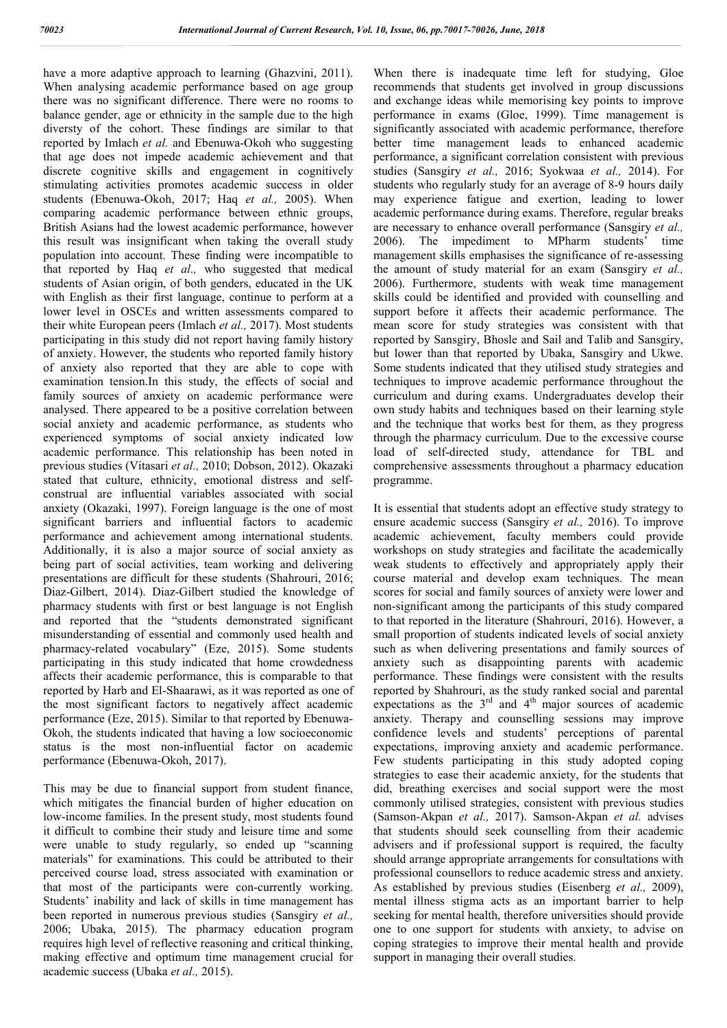have a more adaptive approach to learning (Ghazvini, 2011). When analysing academic performance based on age group there was no significant difference. There were no rooms to balance gender, age or ethnicity in the sample due to the high diversty of the cohort. These findings are similar to that reported by Imlach *et al.* and Ebenuwa-Okoh who suggesting that age does not impede academic achievement and that discrete cognitive skills and engagement in cognitively stimulating activities promotes academic success in older students (Ebenuwa-Okoh, 2017; Haq *et al.,* 2005). When comparing academic performance between ethnic groups, British Asians had the lowest academic performance, however this result was insignificant when taking the overall study population into account. These finding were incompatible to that reported by Haq *et al.,* who suggested that medical students of Asian origin, of both genders, educated in the UK with English as their first language, continue to perform at a lower level in OSCEs and written assessments compared to their white European peers (Imlach *et al.,* 2017). Most students participating in this study did not report having family history of anxiety. However, the students who reported family history of anxiety also reported that they are able to cope with examination tension.In this study, the effects of social and family sources of anxiety on academic performance were analysed. There appeared to be a positive correlation between social anxiety and academic performance, as students who experienced symptoms of social anxiety indicated low academic performance. This relationship has been noted in previous studies (Vitasari *et al.,* 2010; Dobson, 2012). Okazaki stated that culture, ethnicity, emotional distress and self-construal are influential variables associated with social anxiety (Okazaki, 1997). Foreign language is the one of most significant barriers and influential factors to academic performance and achievement among international students. Additionally, it is also a major source of social anxiety as being part of social activities, team working and delivering presentations are difficult for these students (Shahrouri, 2016; Diaz-Gilbert, 2014). Diaz-Gilbert studied the knowledge of pharmacy students with first or best language is not English and reported that the "students demonstrated significant misunderstanding of essential and commonly used health and pharmacy-related vocabulary" (Eze, 2015). Some students participating in this study indicated that home crowdedness affects their academic performance, this is comparable to that reported by Harb and El-Shaarawi, as it was reported as one of the most significant factors to negatively affect academic performance (Eze, 2015). Similar to that reported by Ebenuwa-Okoh, the students indicated that having a low socioeconomic status is the most non-influential factor on academic performance (Ebenuwa-Okoh, 2017).

This may be due to financial support from student finance, which mitigates the financial burden of higher education on low-income families. In the present study, most students found it difficult to combine their study and leisure time and some were unable to study regularly, so ended up "scanning materials" for examinations. This could be attributed to their perceived course load, stress associated with examination or that most of the participants were con-currently working. Students' inability and lack of skills in time management has been reported in numerous previous studies (Sansgiry *et al.,* 2006; Ubaka, 2015). The pharmacy education program requires high level of reflective reasoning and critical thinking, making effective and optimum time management crucial for academic success (Ubaka *et al.,* 2015).

When there is inadequate time left for studying, Gloe recommends that students get involved in group discussions and exchange ideas while memorising key points to improve performance in exams (Gloe, 1999). Time management is significantly associated with academic performance, therefore better time management leads to enhanced academic performance, a significant correlation consistent with previous studies (Sansgiry *et al.,* 2016; Syokwaa *et al.,* 2014). For students who regularly study for an average of 8-9 hours daily may experience fatigue and exertion, leading to lower academic performance during exams. Therefore, regular breaks are necessary to enhance overall performance (Sansgiry *et al.,* 2006). The impediment to MPharm students' time management skills emphasises the significance of re-assessing the amount of study material for an exam (Sansgiry *et al.,* 2006). Furthermore, students with weak time management skills could be identified and provided with counselling and support before it affects their academic performance. The mean score for study strategies was consistent with that reported by Sansgiry, Bhosle and Sail and Talib and Sansgiry, but lower than that reported by Ubaka, Sansgiry and Ukwe. Some students indicated that they utilised study strategies and techniques to improve academic performance throughout the curriculum and during exams. Undergraduates develop their own study habits and techniques based on their learning style and the technique that works best for them, as they progress through the pharmacy curriculum. Due to the excessive course load of self-directed study, attendance for TBL and comprehensive assessments throughout a pharmacy education programme.

It is essential that students adopt an effective study strategy to ensure academic success (Sansgiry *et al.,* 2016). To improve academic achievement, faculty members could provide workshops on study strategies and facilitate the academically weak students to effectively and appropriately apply their course material and develop exam techniques. The mean scores for social and family sources of anxiety were lower and non-significant among the participants of this study compared to that reported in the literature (Shahrouri, 2016). However, a small proportion of students indicated levels of social anxiety such as when delivering presentations and family sources of anxiety such as disappointing parents with academic performance. These findings were consistent with the results reported by Shahrouri, as the study ranked social and parental expectations as the 3rd and 4th major sources of academic anxiety. Therapy and counselling sessions may improve confidence levels and students' perceptions of parental expectations, improving anxiety and academic performance. Few students participating in this study adopted coping strategies to ease their academic anxiety, for the students that did, breathing exercises and social support were the most commonly utilised strategies, consistent with previous studies (Samson-Akpan *et al.,* 2017). Samson-Akpan *et al.* advises that students should seek counselling from their academic advisers and if professional support is required, the faculty should arrange appropriate arrangements for consultations with professional counsellors to reduce academic stress and anxiety. As established by previous studies (Eisenberg *et al.,* 2009), mental illness stigma acts as an important barrier to help seeking for mental health, therefore universities should provide one to one support for students with anxiety, to advise on coping strategies to improve their mental health and provide support in managing their overall studies.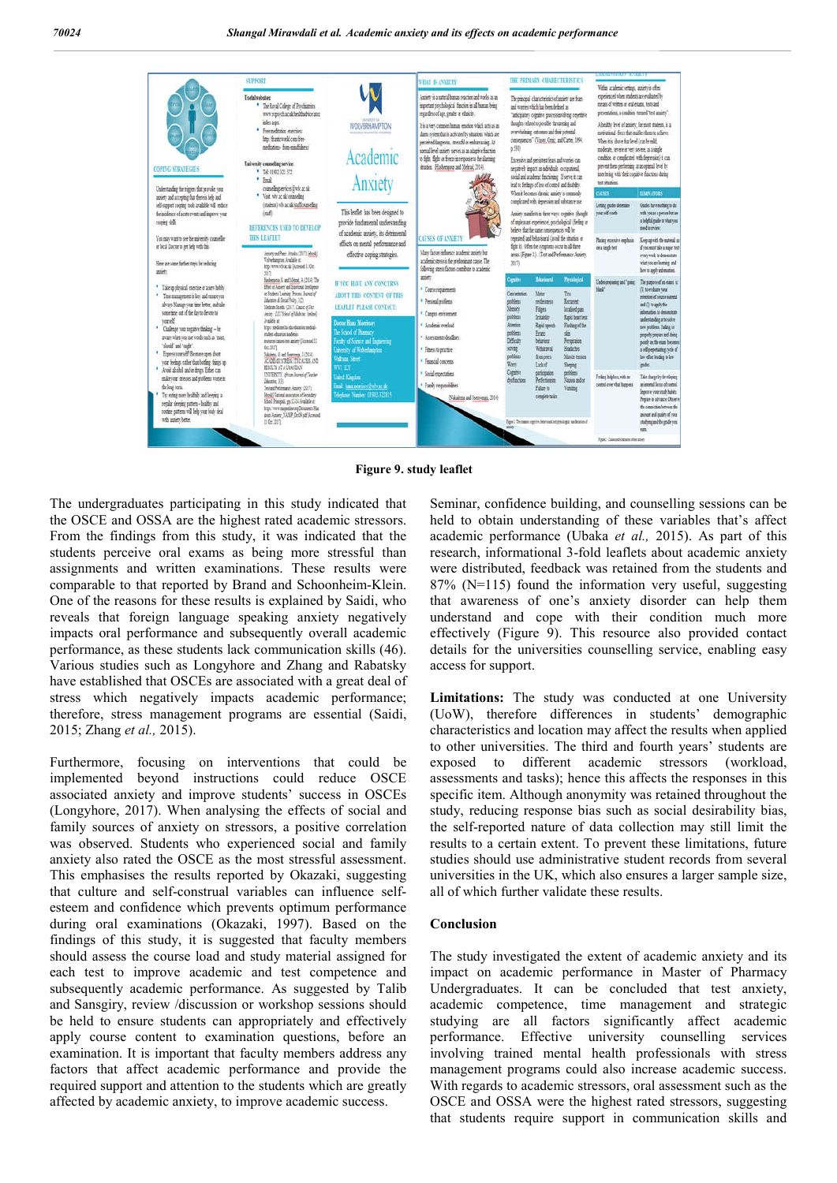**Figure 9. study leaflet**

The undergraduates participating in this study indicated that the OSCE and OSSA are the highest rated academic stressors. From the findings from this study, it was indicated that the students perceive oral exams as being more stressful than assignments and written examinations. These results were comparable to that reported by Brand and Schoonheim-Klein. One of the reasons for these results is explained by Saidi, who reveals that foreign language speaking anxiety negatively impacts oral performance and subsequently overall academic performance, as these students lack communication skills (46). Various studies such as Longyhore and Zhang and Rabatsky have established that OSCEs are associated with a great deal of stress which negatively impacts academic performance; therefore, stress management programs are essential (Saidi, 2015; Zhang *et al.,* 2015).

Furthermore, focusing on interventions that could be implemented beyond instructions could reduce OSCE associated anxiety and improve students' success in OSCEs (Longyhore, 2017). When analysing the effects of social and family sources of anxiety on stressors, a positive correlation was observed. Students who experienced social and family anxiety also rated the OSCE as the most stressful assessment. This emphasises the results reported by Okazaki, suggesting that culture and self-construal variables can influence self-esteem and confidence which prevents optimum performance during oral examinations (Okazaki, 1997). Based on the findings of this study, it is suggested that faculty members should assess the course load and study material assigned for each test to improve academic and test competence and subsequently academic performance. As suggested by Talib and Sansgiry, review /discussion or workshop sessions should be held to ensure students can appropriately and effectively apply course content to examination questions, before an examination. It is important that faculty members address any factors that affect academic performance and provide the required support and attention to the students which are greatly affected by academic anxiety, to improve academic success.

Seminar, confidence building, and counselling sessions can be held to obtain understanding of these variables that's affect academic performance (Ubaka *et al.,* 2015). As part of this research, informational 3-fold leaflets about academic anxiety were distributed, feedback was retained from the students and 87% (N=115) found the information very useful, suggesting that awareness of one's anxiety disorder can help them understand and cope with their condition much more effectively (Figure 9). This resource also provided contact details for the universities counselling service, enabling easy access for support.

**Limitations:** The study was conducted at one University (UoW), therefore differences in students' demographic characteristics and location may affect the results when applied to other universities. The third and fourth years' students are exposed to different academic stressors (workload, assessments and tasks); hence this affects the responses in this specific item. Although anonymity was retained throughout the study, reducing response bias such as social desirability bias, the self-reported nature of data collection may still limit the results to a certain extent. To prevent these limitations, future studies should use administrative student records from several universities in the UK, which also ensures a larger sample size, all of which further validate these results.

## Conclusion

The study investigated the extent of academic anxiety and its impact on academic performance in Master of Pharmacy Undergraduates. It can be concluded that test anxiety, academic competence, time management and strategic studying are all factors significantly affect academic performance. Effective university counselling services involving trained mental health professionals with stress management programs could also increase academic success. With regards to academic stressors, oral assessment such as the OSCE and OSSA were the highest rated stressors, suggesting that students require support in communication skills and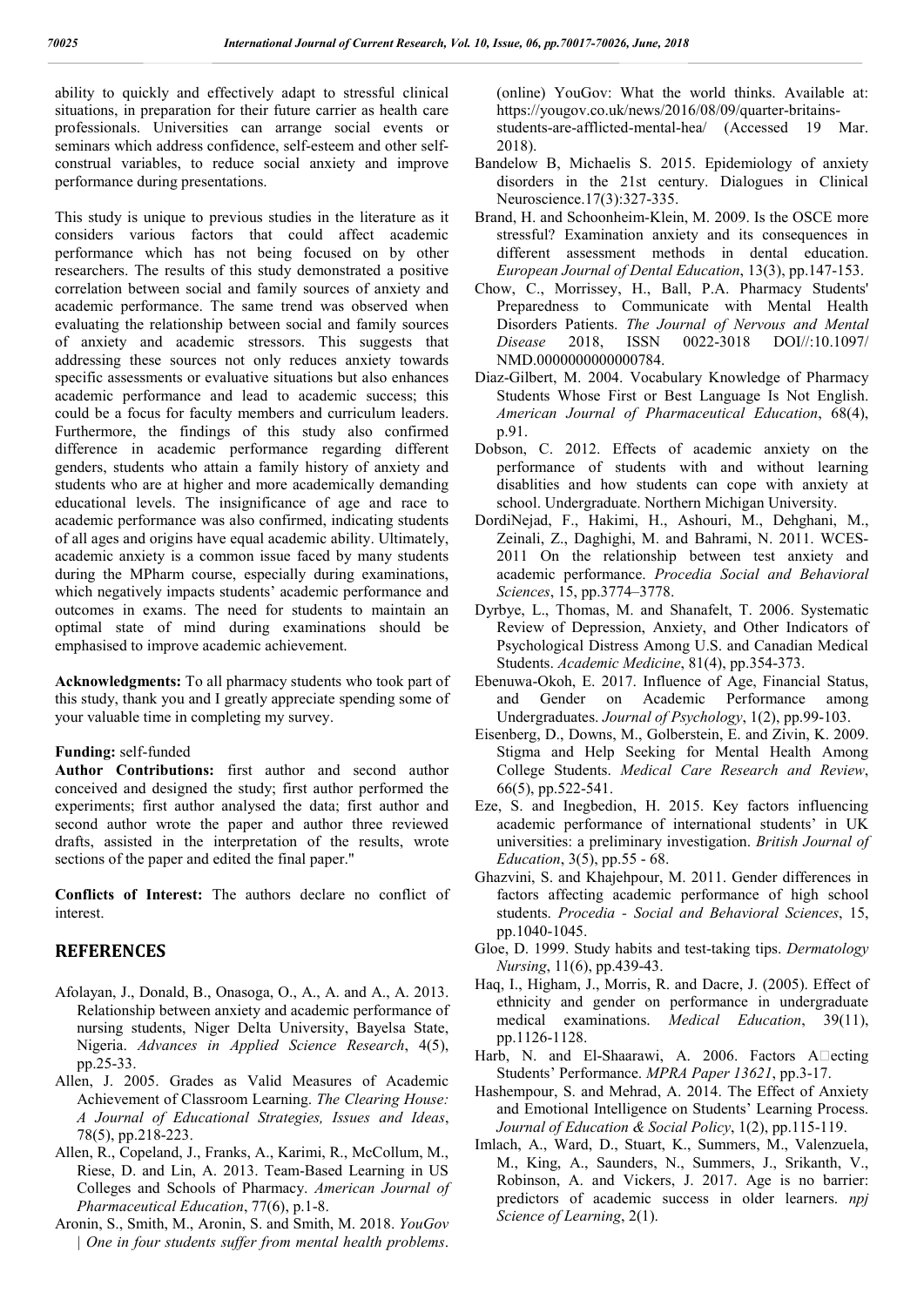ability to quickly and effectively adapt to stressful clinical situations, in preparation for their future carrier as health care professionals. Universities can arrange social events or seminars which address confidence, self-esteem and other self-construal variables, to reduce social anxiety and improve performance during presentations.

This study is unique to previous studies in the literature as it considers various factors that could affect academic performance which has not being focused on by other researchers. The results of this study demonstrated a positive correlation between social and family sources of anxiety and academic performance. The same trend was observed when evaluating the relationship between social and family sources of anxiety and academic stressors. This suggests that addressing these sources not only reduces anxiety towards specific assessments or evaluative situations but also enhances academic performance and lead to academic success; this could be a focus for faculty members and curriculum leaders. Furthermore, the findings of this study also confirmed difference in academic performance regarding different genders, students who attain a family history of anxiety and students who are at higher and more academically demanding educational levels. The insignificance of age and race to academic performance was also confirmed, indicating students of all ages and origins have equal academic ability. Ultimately, academic anxiety is a common issue faced by many students during the MPharm course, especially during examinations, which negatively impacts students' academic performance and outcomes in exams. The need for students to maintain an optimal state of mind during examinations should be emphasised to improve academic achievement.

**Acknowledgments:** To all pharmacy students who took part of this study, thank you and I greatly appreciate spending some of your valuable time in completing my survey.

**Funding:** self-funded

**Author Contributions:** first author and second author conceived and designed the study; first author performed the experiments; first author analysed the data; first author and second author wrote the paper and author three reviewed drafts, assisted in the interpretation of the results, wrote sections of the paper and edited the final paper."

**Conflicts of Interest:** The authors declare no conflict of interest.

## REFERENCES

- Afolayan, J., Donald, B., Onasoga, O., A., A. and A., A. 2013. Relationship between anxiety and academic performance of nursing students, Niger Delta University, Bayelsa State, Nigeria. *Advances in Applied Science Research*, 4(5), pp.25-33.
- Allen, J. 2005. Grades as Valid Measures of Academic Achievement of Classroom Learning. *The Clearing House: A Journal of Educational Strategies, Issues and Ideas*, 78(5), pp.218-223.
- Allen, R., Copeland, J., Franks, A., Karimi, R., McCollum, M., Riese, D. and Lin, A. 2013. Team-Based Learning in US Colleges and Schools of Pharmacy. *American Journal of Pharmaceutical Education*, 77(6), p.1-8.
- Aronin, S., Smith, M., Aronin, S. and Smith, M. 2018. *YouGov | One in four students suffer from mental health problems*. (online) YouGov: What the world thinks. Available at: https://yougov.co.uk/news/2016/08/09/quarter-britains-students-are-afflicted-mental-hea/ (Accessed 19 Mar. 2018).
- Bandelow B, Michaelis S. 2015. Epidemiology of anxiety disorders in the 21st century. Dialogues in Clinical Neuroscience.17(3):327-335.
- Brand, H. and Schoonheim-Klein, M. 2009. Is the OSCE more stressful? Examination anxiety and its consequences in different assessment methods in dental education. *European Journal of Dental Education*, 13(3), pp.147-153.
- Chow, C., Morrissey, H., Ball, P.A. Pharmacy Students' Preparedness to Communicate with Mental Health Disorders Patients. *The Journal of Nervous and Mental Disease* 2018, ISSN 0022-3018 DOI//:10.1097/ NMD.0000000000000784.
- Diaz-Gilbert, M. 2004. Vocabulary Knowledge of Pharmacy Students Whose First or Best Language Is Not English. *American Journal of Pharmaceutical Education*, 68(4), p.91.
- Dobson, C. 2012. Effects of academic anxiety on the performance of students with and without learning disablities and how students can cope with anxiety at school. Undergraduate. Northern Michigan University.
- DordiNejad, F., Hakimi, H., Ashouri, M., Dehghani, M., Zeinali, Z., Daghighi, M. and Bahrami, N. 2011. WCES-2011 On the relationship between test anxiety and academic performance. *Procedia Social and Behavioral Sciences*, 15, pp.3774–3778.
- Dyrbye, L., Thomas, M. and Shanafelt, T. 2006. Systematic Review of Depression, Anxiety, and Other Indicators of Psychological Distress Among U.S. and Canadian Medical Students. *Academic Medicine*, 81(4), pp.354-373.
- Ebenuwa-Okoh, E. 2017. Influence of Age, Financial Status, and Gender on Academic Performance among Undergraduates. *Journal of Psychology*, 1(2), pp.99-103.
- Eisenberg, D., Downs, M., Golberstein, E. and Zivin, K. 2009. Stigma and Help Seeking for Mental Health Among College Students. *Medical Care Research and Review*, 66(5), pp.522-541.
- Eze, S. and Inegbedion, H. 2015. Key factors influencing academic performance of international students' in UK universities: a preliminary investigation. *British Journal of Education*, 3(5), pp.55 - 68.
- Ghazvini, S. and Khajehpour, M. 2011. Gender differences in factors affecting academic performance of high school students. *Procedia - Social and Behavioral Sciences*, 15, pp.1040-1045.
- Gloe, D. 1999. Study habits and test-taking tips. *Dermatology Nursing*, 11(6), pp.439-43.
- Haq, I., Higham, J., Morris, R. and Dacre, J. (2005). Effect of ethnicity and gender on performance in undergraduate medical examinations. *Medical Education*, 39(11), pp.1126-1128.
- Harb, N. and El-Shaarawi, A. 2006. Factors A□ecting Students' Performance. *MPRA Paper 13621*, pp.3-17.
- Hashempour, S. and Mehrad, A. 2014. The Effect of Anxiety and Emotional Intelligence on Students' Learning Process. *Journal of Education & Social Policy*, 1(2), pp.115-119.
- Imlach, A., Ward, D., Stuart, K., Summers, M., Valenzuela, M., King, A., Saunders, N., Summers, J., Srikanth, V., Robinson, A. and Vickers, J. 2017. Age is no barrier: predictors of academic success in older learners. *npj Science of Learning*, 2(1).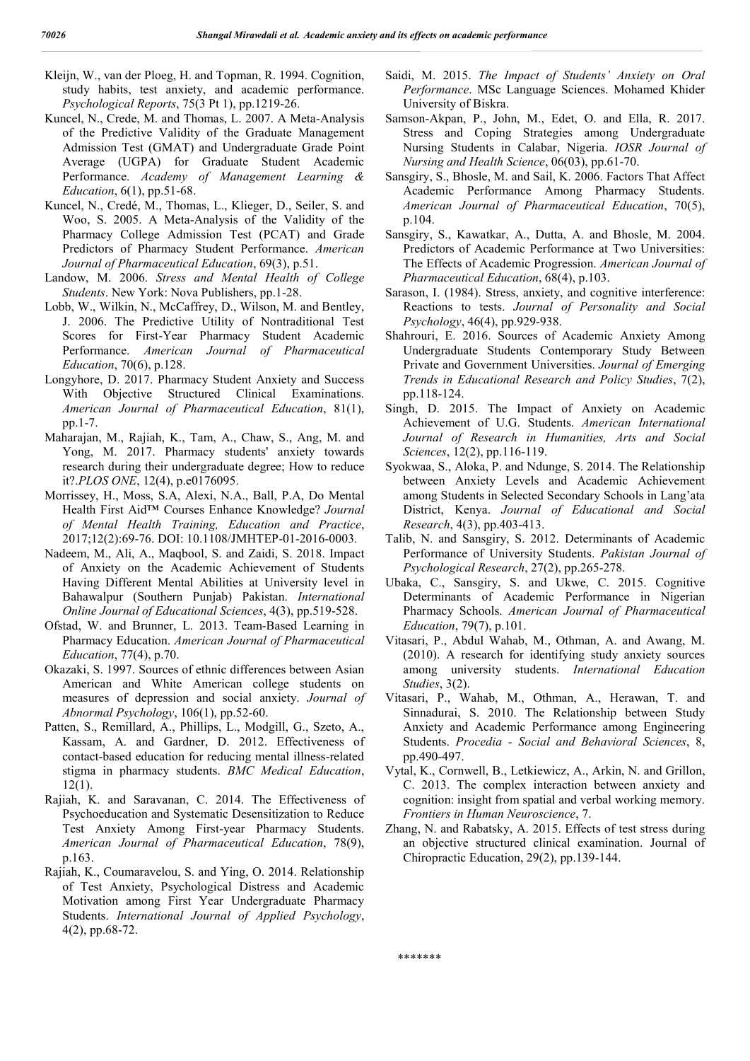Kleijn, W., van der Ploeg, H. and Topman, R. 1994. Cognition, study habits, test anxiety, and academic performance. *Psychological Reports*, 75(3 Pt 1), pp.1219-26.

Kuncel, N., Crede, M. and Thomas, L. 2007. A Meta-Analysis of the Predictive Validity of the Graduate Management Admission Test (GMAT) and Undergraduate Grade Point Average (UGPA) for Graduate Student Academic Performance. *Academy of Management Learning & Education*, 6(1), pp.51-68.

Kuncel, N., Credé, M., Thomas, L., Klieger, D., Seiler, S. and Woo, S. 2005. A Meta-Analysis of the Validity of the Pharmacy College Admission Test (PCAT) and Grade Predictors of Pharmacy Student Performance. *American Journal of Pharmaceutical Education*, 69(3), p.51.

Landow, M. 2006. *Stress and Mental Health of College Students*. New York: Nova Publishers, pp.1-28.

Lobb, W., Wilkin, N., McCaffrey, D., Wilson, M. and Bentley, J. 2006. The Predictive Utility of Nontraditional Test Scores for First-Year Pharmacy Student Academic Performance. *American Journal of Pharmaceutical Education*, 70(6), p.128.

Longyhore, D. 2017. Pharmacy Student Anxiety and Success With Objective Structured Clinical Examinations. *American Journal of Pharmaceutical Education*, 81(1), pp.1-7.

Maharajan, M., Rajiah, K., Tam, A., Chaw, S., Ang, M. and Yong, M. 2017. Pharmacy students' anxiety towards research during their undergraduate degree; How to reduce it?.*PLOS ONE*, 12(4), p.e0176095.

Morrissey, H., Moss, S.A, Alexi, N.A., Ball, P.A, Do Mental Health First Aid™ Courses Enhance Knowledge? *Journal of Mental Health Training, Education and Practice*, 2017;12(2):69-76. DOI: 10.1108/JMHTEP-01-2016-0003.

Nadeem, M., Ali, A., Maqbool, S. and Zaidi, S. 2018. Impact of Anxiety on the Academic Achievement of Students Having Different Mental Abilities at University level in Bahawalpur (Southern Punjab) Pakistan. *International Online Journal of Educational Sciences*, 4(3), pp.519-528.

Ofstad, W. and Brunner, L. 2013. Team-Based Learning in Pharmacy Education. *American Journal of Pharmaceutical Education*, 77(4), p.70.

Okazaki, S. 1997. Sources of ethnic differences between Asian American and White American college students on measures of depression and social anxiety. *Journal of Abnormal Psychology*, 106(1), pp.52-60.

Patten, S., Remillard, A., Phillips, L., Modgill, G., Szeto, A., Kassam, A. and Gardner, D. 2012. Effectiveness of contact-based education for reducing mental illness-related stigma in pharmacy students. *BMC Medical Education*, 12(1).

Rajiah, K. and Saravanan, C. 2014. The Effectiveness of Psychoeducation and Systematic Desensitization to Reduce Test Anxiety Among First-year Pharmacy Students. *American Journal of Pharmaceutical Education*, 78(9), p.163.

Rajiah, K., Coumaravelou, S. and Ying, O. 2014. Relationship of Test Anxiety, Psychological Distress and Academic Motivation among First Year Undergraduate Pharmacy Students. *International Journal of Applied Psychology*, 4(2), pp.68-72.

Saidi, M. 2015. *The Impact of Students' Anxiety on Oral Performance*. MSc Language Sciences. Mohamed Khider University of Biskra.

Samson-Akpan, P., John, M., Edet, O. and Ella, R. 2017. Stress and Coping Strategies among Undergraduate Nursing Students in Calabar, Nigeria. *IOSR Journal of Nursing and Health Science*, 06(03), pp.61-70.

Sansgiry, S., Bhosle, M. and Sail, K. 2006. Factors That Affect Academic Performance Among Pharmacy Students. *American Journal of Pharmaceutical Education*, 70(5), p.104.

Sansgiry, S., Kawatkar, A., Dutta, A. and Bhosle, M. 2004. Predictors of Academic Performance at Two Universities: The Effects of Academic Progression. *American Journal of Pharmaceutical Education*, 68(4), p.103.

Sarason, I. (1984). Stress, anxiety, and cognitive interference: Reactions to tests. *Journal of Personality and Social Psychology*, 46(4), pp.929-938.

Shahrouri, E. 2016. Sources of Academic Anxiety Among Undergraduate Students Contemporary Study Between Private and Government Universities. *Journal of Emerging Trends in Educational Research and Policy Studies*, 7(2), pp.118-124.

Singh, D. 2015. The Impact of Anxiety on Academic Achievement of U.G. Students. *American International Journal of Research in Humanities, Arts and Social Sciences*, 12(2), pp.116-119.

Syokwaa, S., Aloka, P. and Ndunge, S. 2014. The Relationship between Anxiety Levels and Academic Achievement among Students in Selected Secondary Schools in Lang'ata District, Kenya. *Journal of Educational and Social Research*, 4(3), pp.403-413.

Talib, N. and Sansgiry, S. 2012. Determinants of Academic Performance of University Students. *Pakistan Journal of Psychological Research*, 27(2), pp.265-278.

Ubaka, C., Sansgiry, S. and Ukwe, C. 2015. Cognitive Determinants of Academic Performance in Nigerian Pharmacy Schools. *American Journal of Pharmaceutical Education*, 79(7), p.101.

Vitasari, P., Abdul Wahab, M., Othman, A. and Awang, M. (2010). A research for identifying study anxiety sources among university students. *International Education Studies*, 3(2).

Vitasari, P., Wahab, M., Othman, A., Herawan, T. and Sinnadurai, S. 2010. The Relationship between Study Anxiety and Academic Performance among Engineering Students. *Procedia - Social and Behavioral Sciences*, 8, pp.490-497.

Vytal, K., Cornwell, B., Letkiewicz, A., Arkin, N. and Grillon, C. 2013. The complex interaction between anxiety and cognition: insight from spatial and verbal working memory. *Frontiers in Human Neuroscience*, 7.

Zhang, N. and Rabatsky, A. 2015. Effects of test stress during an objective structured clinical examination. Journal of Chiropractic Education, 29(2), pp.139-144.

*******